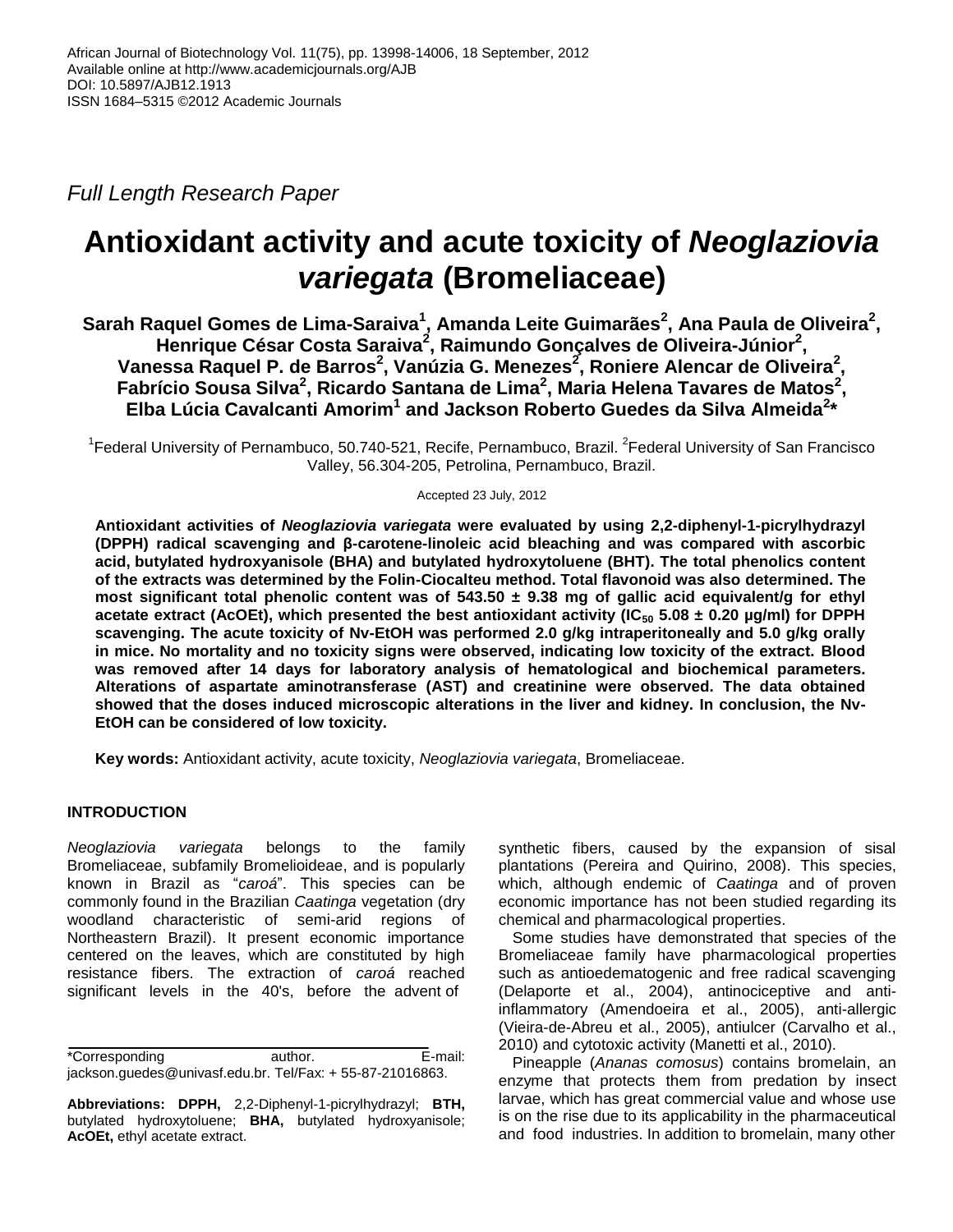*Full Length Research Paper*

# Antioxidant activity and acute toxicity of *Neoglaziovia variegata* (Bromeliaceae)

**Sarah Raquel Gomes de Lima-Saraiva[1], Amanda Leite Guimarães[2], Ana Paula de Oliveira[2], Henrique César Costa Saraiva[2], Raimundo Gonçalves de Oliveira-Júnior[2], Vanessa Raquel P. de Barros[2], Vanúzia G. Menezes[2], Roniere Alencar de Oliveira[2], Fabrício Sousa Silva[2], Ricardo Santana de Lima[2], Maria Helena Tavares de Matos[2], Elba Lúcia Cavalcanti Amorim[1] and Jackson Roberto Guedes da Silva Almeida[2]***

[1]Federal University of Pernambuco, 50.740-521, Recife, Pernambuco, Brazil. [2]Federal University of San Francisco Valley, 56.304-205, Petrolina, Pernambuco, Brazil.

Accepted 23 July, 2012

**Antioxidant activities of *Neoglaziovia variegata* were evaluated by using 2,2-diphenyl-1-picrylhydrazyl (DPPH) radical scavenging and β-carotene-linoleic acid bleaching and was compared with ascorbic acid, butylated hydroxyanisole (BHA) and butylated hydroxytoluene (BHT). The total phenolics content of the extracts was determined by the Folin-Ciocalteu method. Total flavonoid was also determined. The most significant total phenolic content was of 543.50 ± 9.38 mg of gallic acid equivalent/g for ethyl acetate extract (AcOEt), which presented the best antioxidant activity ($IC_{50}$ 5.08 ± 0.20 µg/ml) for DPPH scavenging. The acute toxicity of Nv-EtOH was performed 2.0 g/kg intraperitoneally and 5.0 g/kg orally in mice. No mortality and no toxicity signs were observed, indicating low toxicity of the extract. Blood was removed after 14 days for laboratory analysis of hematological and biochemical parameters. Alterations of aspartate aminotransferase (AST) and creatinine were observed. The data obtained showed that the doses induced microscopic alterations in the liver and kidney. In conclusion, the Nv-EtOH can be considered of low toxicity.**

**Key words:** Antioxidant activity, acute toxicity, *Neoglaziovia variegata*, Bromeliaceae.

## INTRODUCTION

*Neoglaziovia variegata* belongs to the family Bromeliaceae, subfamily Bromelioideae, and is popularly known in Brazil as "*caroá*". This species can be commonly found in the Brazilian *Caatinga* vegetation (dry woodland characteristic of semi-arid regions of Northeastern Brazil). It present economic importance centered on the leaves, which are constituted by high resistance fibers. The extraction of *caroá* reached significant levels in the 40's, before the advent of synthetic fibers, caused by the expansion of sisal plantations (Pereira and Quirino, 2008). This species, which, although endemic of *Caatinga* and of proven economic importance has not been studied regarding its chemical and pharmacological properties.

Some studies have demonstrated that species of the Bromeliaceae family have pharmacological properties such as antioedematogenic and free radical scavenging (Delaporte et al., 2004), antinociceptive and anti-inflammatory (Amendoeira et al., 2005), anti-allergic (Vieira-de-Abreu et al., 2005), antiulcer (Carvalho et al., 2010) and cytotoxic activity (Manetti et al., 2010).

Pineapple (*Ananas comosus*) contains bromelain, an enzyme that protects them from predation by insect larvae, which has great commercial value and whose use is on the rise due to its applicability in the pharmaceutical and food industries. In addition to bromelain, many other

*Corresponding author. E-mail: jackson.guedes@univasf.edu.br. Tel/Fax: + 55-87-21016863.

**Abbreviations: DPPH,** 2,2-Diphenyl-1-picrylhydrazyl; **BTH,** butylated hydroxytoluene; **BHA,** butylated hydroxyanisole; **AcOEt,** ethyl acetate extract.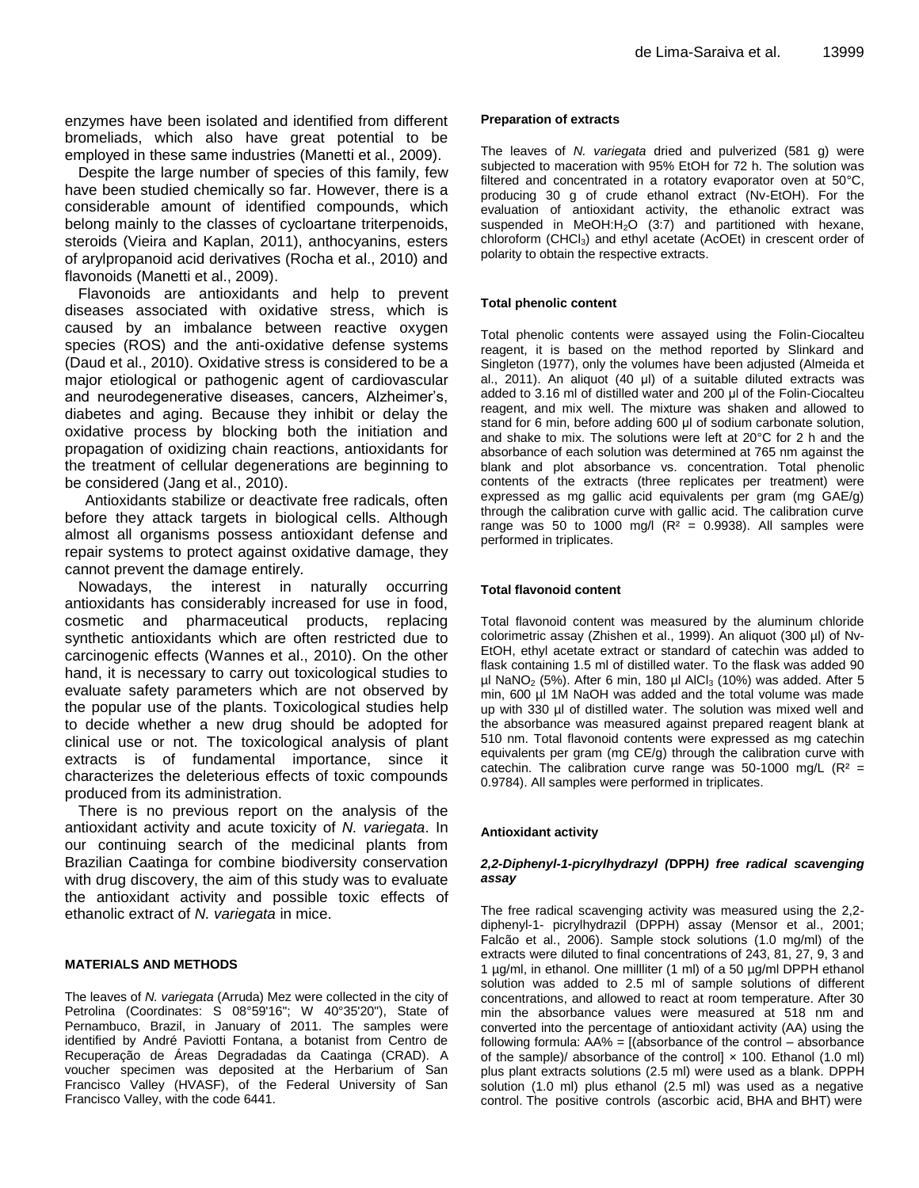enzymes have been isolated and identified from different bromeliads, which also have great potential to be employed in these same industries (Manetti et al., 2009).

Despite the large number of species of this family, few have been studied chemically so far. However, there is a considerable amount of identified compounds, which belong mainly to the classes of cycloartane triterpenoids, steroids (Vieira and Kaplan, 2011), anthocyanins, esters of arylpropanoid acid derivatives (Rocha et al., 2010) and flavonoids (Manetti et al., 2009).

Flavonoids are antioxidants and help to prevent diseases associated with oxidative stress, which is caused by an imbalance between reactive oxygen species (ROS) and the anti-oxidative defense systems (Daud et al., 2010). Oxidative stress is considered to be a major etiological or pathogenic agent of cardiovascular and neurodegenerative diseases, cancers, Alzheimer's, diabetes and aging. Because they inhibit or delay the oxidative process by blocking both the initiation and propagation of oxidizing chain reactions, antioxidants for the treatment of cellular degenerations are beginning to be considered (Jang et al., 2010).

Antioxidants stabilize or deactivate free radicals, often before they attack targets in biological cells. Although almost all organisms possess antioxidant defense and repair systems to protect against oxidative damage, they cannot prevent the damage entirely.

Nowadays, the interest in naturally occurring antioxidants has considerably increased for use in food, cosmetic and pharmaceutical products, replacing synthetic antioxidants which are often restricted due to carcinogenic effects (Wannes et al., 2010). On the other hand, it is necessary to carry out toxicological studies to evaluate safety parameters which are not observed by the popular use of the plants. Toxicological studies help to decide whether a new drug should be adopted for clinical use or not. The toxicological analysis of plant extracts is of fundamental importance, since it characterizes the deleterious effects of toxic compounds produced from its administration.

There is no previous report on the analysis of the antioxidant activity and acute toxicity of *N. variegata*. In our continuing search of the medicinal plants from Brazilian Caatinga for combine biodiversity conservation with drug discovery, the aim of this study was to evaluate the antioxidant activity and possible toxic effects of ethanolic extract of *N. variegata* in mice.

## MATERIALS AND METHODS

The leaves of *N. variegata* (Arruda) Mez were collected in the city of Petrolina (Coordinates: S 08°59'16"; W 40°35'20"), State of Pernambuco, Brazil, in January of 2011. The samples were identified by André Paviotti Fontana, a botanist from Centro de Recuperação de Áreas Degradadas da Caatinga (CRAD). A voucher specimen was deposited at the Herbarium of San Francisco Valley (HVASF), of the Federal University of San Francisco Valley, with the code 6441.

### Preparation of extracts

The leaves of *N. variegata* dried and pulverized (581 g) were subjected to maceration with 95% EtOH for 72 h. The solution was filtered and concentrated in a rotatory evaporator oven at 50°C, producing 30 g of crude ethanol extract (Nv-EtOH). For the evaluation of antioxidant activity, the ethanolic extract was suspended in MeOH:$H_2O$ (3:7) and partitioned with hexane, chloroform ($CHCl_3$) and ethyl acetate (AcOEt) in crescent order of polarity to obtain the respective extracts.

### Total phenolic content

Total phenolic contents were assayed using the Folin-Ciocalteu reagent, it is based on the method reported by Slinkard and Singleton (1977), only the volumes have been adjusted (Almeida et al., 2011). An aliquot (40 µl) of a suitable diluted extracts was added to 3.16 ml of distilled water and 200 µl of the Folin-Ciocalteu reagent, and mix well. The mixture was shaken and allowed to stand for 6 min, before adding 600 µl of sodium carbonate solution, and shake to mix. The solutions were left at 20°C for 2 h and the absorbance of each solution was determined at 765 nm against the blank and plot absorbance vs. concentration. Total phenolic contents of the extracts (three replicates per treatment) were expressed as mg gallic acid equivalents per gram (mg GAE/g) through the calibration curve with gallic acid. The calibration curve range was 50 to 1000 mg/l ($R^2$ = 0.9938). All samples were performed in triplicates.

### Total flavonoid content

Total flavonoid content was measured by the aluminum chloride colorimetric assay (Zhishen et al., 1999). An aliquot (300 µl) of Nv-EtOH, ethyl acetate extract or standard of catechin was added to flask containing 1.5 ml of distilled water. To the flask was added 90 µl $NaNO_2$ (5%). After 6 min, 180 µl $AlCl_3$ (10%) was added. After 5 min, 600 µl 1M NaOH was added and the total volume was made up with 330 µl of distilled water. The solution was mixed well and the absorbance was measured against prepared reagent blank at 510 nm. Total flavonoid contents were expressed as mg catechin equivalents per gram (mg CE/g) through the calibration curve with catechin. The calibration curve range was 50-1000 mg/L ($R^2$ = 0.9784). All samples were performed in triplicates.

### Antioxidant activity

#### *2,2-Diphenyl-1-picrylhydrazyl (*DPPH*) free radical scavenging assay*

The free radical scavenging activity was measured using the 2,2-diphenyl-1- picrylhydrazil (DPPH) assay (Mensor et al., 2001; Falcão et al., 2006). Sample stock solutions (1.0 mg/ml) of the extracts were diluted to final concentrations of 243, 81, 27, 9, 3 and 1 µg/ml, in ethanol. One millliter (1 ml) of a 50 µg/ml DPPH ethanol solution was added to 2.5 ml of sample solutions of different concentrations, and allowed to react at room temperature. After 30 min the absorbance values were measured at 518 nm and converted into the percentage of antioxidant activity (AA) using the following formula: AA% = [(absorbance of the control – absorbance of the sample)/ absorbance of the control] × 100. Ethanol (1.0 ml) plus plant extracts solutions (2.5 ml) were used as a blank. DPPH solution (1.0 ml) plus ethanol (2.5 ml) was used as a negative control. The positive controls (ascorbic acid, BHA and BHT) were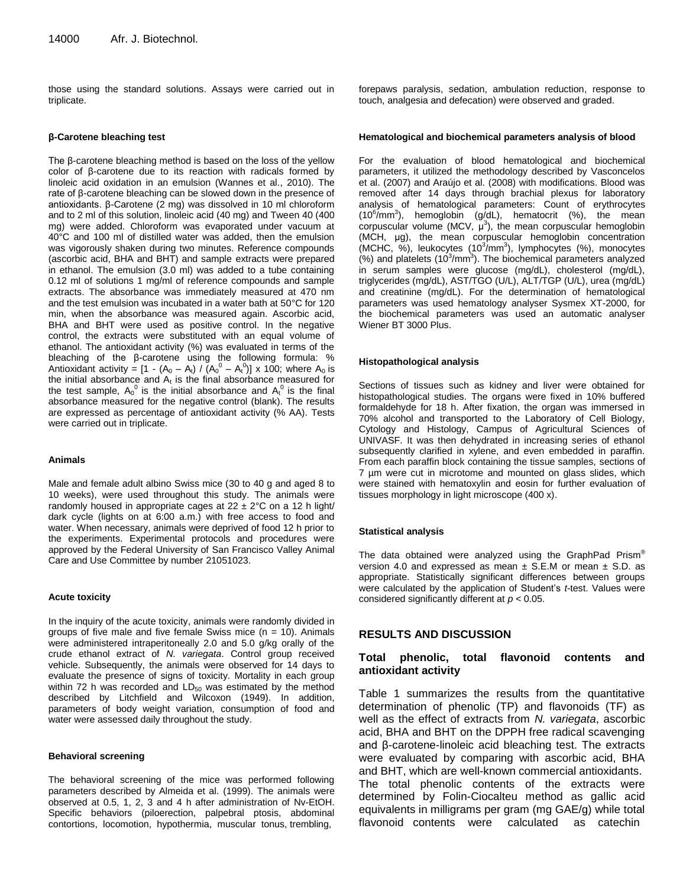those using the standard solutions. Assays were carried out in triplicate.

#### β-Carotene bleaching test

The β-carotene bleaching method is based on the loss of the yellow color of β-carotene due to its reaction with radicals formed by linoleic acid oxidation in an emulsion (Wannes et al., 2010). The rate of β-carotene bleaching can be slowed down in the presence of antioxidants. β-Carotene (2 mg) was dissolved in 10 ml chloroform and to 2 ml of this solution, linoleic acid (40 mg) and Tween 40 (400 mg) were added. Chloroform was evaporated under vacuum at 40°C and 100 ml of distilled water was added, then the emulsion was vigorously shaken during two minutes. Reference compounds (ascorbic acid, BHA and BHT) and sample extracts were prepared in ethanol. The emulsion (3.0 ml) was added to a tube containing 0.12 ml of solutions 1 mg/ml of reference compounds and sample extracts. The absorbance was immediately measured at 470 nm and the test emulsion was incubated in a water bath at 50°C for 120 min, when the absorbance was measured again. Ascorbic acid, BHA and BHT were used as positive control. In the negative control, the extracts were substituted with an equal volume of ethanol. The antioxidant activity (%) was evaluated in terms of the bleaching of the β-carotene using the following formula: % Antioxidant activity = $[1 - (A_0 - A_t) / (A_0^0 - A_t^0)] \times 100$; where $A_0$ is the initial absorbance and $A_t$ is the final absorbance measured for the test sample, $A_0^0$ is the initial absorbance and $A_t^0$ is the final absorbance measured for the negative control (blank). The results are expressed as percentage of antioxidant activity (% AA). Tests were carried out in triplicate.

#### Animals

Male and female adult albino Swiss mice (30 to 40 g and aged 8 to 10 weeks), were used throughout this study. The animals were randomly housed in appropriate cages at 22 ± 2°C on a 12 h light/ dark cycle (lights on at 6:00 a.m.) with free access to food and water. When necessary, animals were deprived of food 12 h prior to the experiments. Experimental protocols and procedures were approved by the Federal University of San Francisco Valley Animal Care and Use Committee by number 21051023.

#### Acute toxicity

In the inquiry of the acute toxicity, animals were randomly divided in groups of five male and five female Swiss mice (n = 10). Animals were administered intraperitoneally 2.0 and 5.0 g/kg orally of the crude ethanol extract of *N. variegata*. Control group received vehicle. Subsequently, the animals were observed for 14 days to evaluate the presence of signs of toxicity. Mortality in each group within 72 h was recorded and $LD_{50}$ was estimated by the method described by Litchfield and Wilcoxon (1949). In addition, parameters of body weight variation, consumption of food and water were assessed daily throughout the study.

#### Behavioral screening

The behavioral screening of the mice was performed following parameters described by Almeida et al. (1999). The animals were observed at 0.5, 1, 2, 3 and 4 h after administration of Nv-EtOH. Specific behaviors (piloerection, palpebral ptosis, abdominal contortions, locomotion, hypothermia, muscular tonus, trembling, forepaws paralysis, sedation, ambulation reduction, response to touch, analgesia and defecation) were observed and graded.

#### Hematological and biochemical parameters analysis of blood

For the evaluation of blood hematological and biochemical parameters, it utilized the methodology described by Vasconcelos et al. (2007) and Araújo et al. (2008) with modifications. Blood was removed after 14 days through brachial plexus for laboratory analysis of hematological parameters: Count of erythrocytes ($10^6$/mm$^3$), hemoglobin (g/dL), hematocrit (%), the mean corpuscular volume (MCV, $\mu^3$), the mean corpuscular hemoglobin (MCH, µg), the mean corpuscular hemoglobin concentration (MCHC, %), leukocytes ($10^3$/mm$^3$), lymphocytes (%), monocytes (%) and platelets ($10^3$/mm$^3$). The biochemical parameters analyzed in serum samples were glucose (mg/dL), cholesterol (mg/dL), triglycerides (mg/dL), AST/TGO (U/L), ALT/TGP (U/L), urea (mg/dL) and creatinine (mg/dL). For the determination of hematological parameters was used hematology analyser Sysmex XT-2000, for the biochemical parameters was used an automatic analyser Wiener BT 3000 Plus.

#### Histopathological analysis

Sections of tissues such as kidney and liver were obtained for histopathological studies. The organs were fixed in 10% buffered formaldehyde for 18 h. After fixation, the organ was immersed in 70% alcohol and transported to the Laboratory of Cell Biology, Cytology and Histology, Campus of Agricultural Sciences of UNIVASF. It was then dehydrated in increasing series of ethanol subsequently clarified in xylene, and even embedded in paraffin. From each paraffin block containing the tissue samples, sections of 7 µm were cut in microtome and mounted on glass slides, which were stained with hematoxylin and eosin for further evaluation of tissues morphology in light microscope (400 x).

#### Statistical analysis

The data obtained were analyzed using the GraphPad Prism® version 4.0 and expressed as mean ± S.E.M or mean ± S.D. as appropriate. Statistically significant differences between groups were calculated by the application of Student's *t*-test. Values were considered significantly different at $p < 0.05$.

## RESULTS AND DISCUSSION

### Total phenolic, total flavonoid contents and antioxidant activity

Table 1 summarizes the results from the quantitative determination of phenolic (TP) and flavonoids (TF) as well as the effect of extracts from *N. variegata*, ascorbic acid, BHA and BHT on the DPPH free radical scavenging and β-carotene-linoleic acid bleaching test. The extracts were evaluated by comparing with ascorbic acid, BHA and BHT, which are well-known commercial antioxidants. The total phenolic contents of the extracts were determined by Folin-Ciocalteu method as gallic acid equivalents in milligrams per gram (mg GAE/g) while total flavonoid contents were calculated as catechin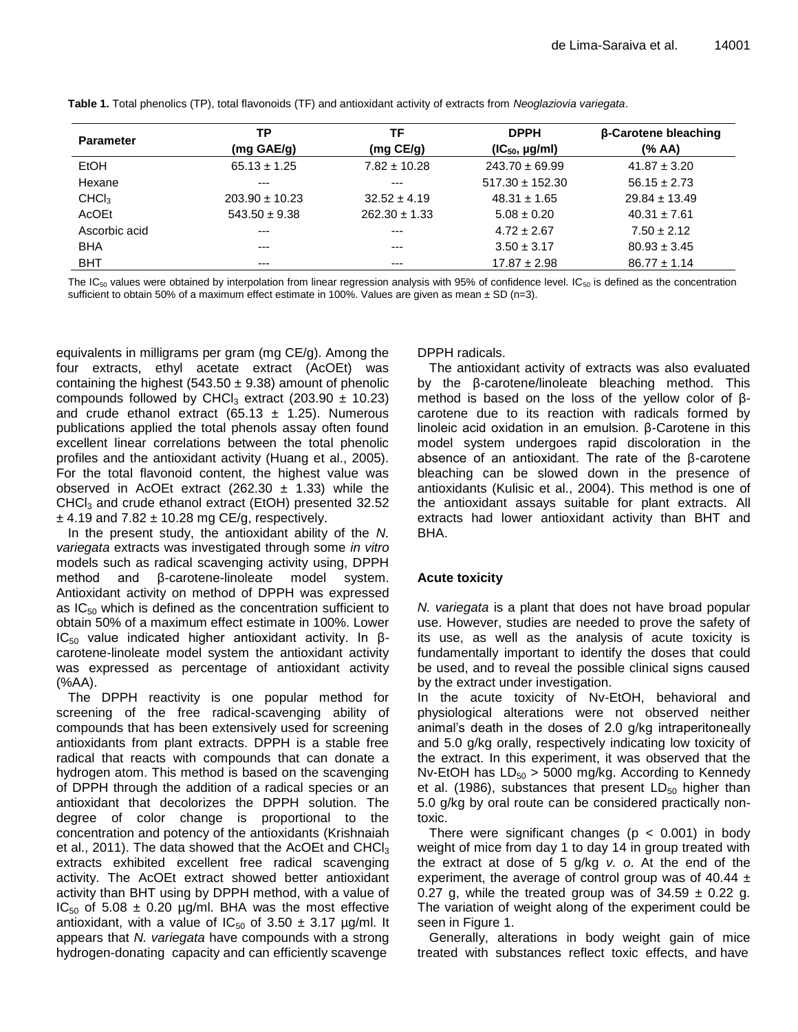**Table 1.** Total phenolics (TP), total flavonoids (TF) and antioxidant activity of extracts from *Neoglaziovia variegata*.

| Parameter | TP (mg GAE/g) | TF (mg CE/g) | DPPH ($IC_{50}$, µg/ml) | β-Carotene bleaching (% AA) |
|---|---|---|---|---|
| EtOH | 65.13 ± 1.25 | 7.82 ± 10.28 | 243.70 ± 69.99 | 41.87 ± 3.20 |
| Hexane | --- | --- | 517.30 ± 152.30 | 56.15 ± 2.73 |
| $CHCl_3$ | 203.90 ± 10.23 | 32.52 ± 4.19 | 48.31 ± 1.65 | 29.84 ± 13.49 |
| AcOEt | 543.50 ± 9.38 | 262.30 ± 1.33 | 5.08 ± 0.20 | 40.31 ± 7.61 |
| Ascorbic acid | --- | --- | 4.72 ± 2.67 | 7.50 ± 2.12 |
| BHA | --- | --- | 3.50 ± 3.17 | 80.93 ± 3.45 |
| BHT | --- | --- | 17.87 ± 2.98 | 86.77 ± 1.14 |

The $IC_{50}$ values were obtained by interpolation from linear regression analysis with 95% of confidence level. $IC_{50}$ is defined as the concentration sufficient to obtain 50% of a maximum effect estimate in 100%. Values are given as mean ± SD (n=3).

equivalents in milligrams per gram (mg CE/g). Among the four extracts, ethyl acetate extract (AcOEt) was containing the highest (543.50 ± 9.38) amount of phenolic compounds followed by $CHCl_3$ extract (203.90 ± 10.23) and crude ethanol extract (65.13 ± 1.25). Numerous publications applied the total phenols assay often found excellent linear correlations between the total phenolic profiles and the antioxidant activity (Huang et al., 2005). For the total flavonoid content, the highest value was observed in AcOEt extract (262.30 ± 1.33) while the $CHCl_3$ and crude ethanol extract (EtOH) presented 32.52 ± 4.19 and 7.82 ± 10.28 mg CE/g, respectively.

In the present study, the antioxidant ability of the *N. variegata* extracts was investigated through some *in vitro* models such as radical scavenging activity using, DPPH method and β-carotene-linoleate model system. Antioxidant activity on method of DPPH was expressed as $IC_{50}$ which is defined as the concentration sufficient to obtain 50% of a maximum effect estimate in 100%. Lower $IC_{50}$ value indicated higher antioxidant activity. In β-carotene-linoleate model system the antioxidant activity was expressed as percentage of antioxidant activity (%AA).

The DPPH reactivity is one popular method for screening of the free radical-scavenging ability of compounds that has been extensively used for screening antioxidants from plant extracts. DPPH is a stable free radical that reacts with compounds that can donate a hydrogen atom. This method is based on the scavenging of DPPH through the addition of a radical species or an antioxidant that decolorizes the DPPH solution. The degree of color change is proportional to the concentration and potency of the antioxidants (Krishnaiah et al., 2011). The data showed that the AcOEt and $CHCl_3$ extracts exhibited excellent free radical scavenging activity. The AcOEt extract showed better antioxidant activity than BHT using by DPPH method, with a value of $IC_{50}$ of 5.08 ± 0.20 µg/ml. BHA was the most effective antioxidant, with a value of $IC_{50}$ of 3.50 ± 3.17 µg/ml. It appears that *N. variegata* have compounds with a strong hydrogen-donating capacity and can efficiently scavenge DPPH radicals.

The antioxidant activity of extracts was also evaluated by the β-carotene/linoleate bleaching method. This method is based on the loss of the yellow color of β-carotene due to its reaction with radicals formed by linoleic acid oxidation in an emulsion. β-Carotene in this model system undergoes rapid discoloration in the absence of an antioxidant. The rate of the β-carotene bleaching can be slowed down in the presence of antioxidants (Kulisic et al., 2004). This method is one of the antioxidant assays suitable for plant extracts. All extracts had lower antioxidant activity than BHT and BHA.

### Acute toxicity

*N. variegata* is a plant that does not have broad popular use. However, studies are needed to prove the safety of its use, as well as the analysis of acute toxicity is fundamentally important to identify the doses that could be used, and to reveal the possible clinical signs caused by the extract under investigation.

In the acute toxicity of Nv-EtOH, behavioral and physiological alterations were not observed neither animal's death in the doses of 2.0 g/kg intraperitoneally and 5.0 g/kg orally, respectively indicating low toxicity of the extract. In this experiment, it was observed that the Nv-EtOH has $LD_{50}$ > 5000 mg/kg. According to Kennedy et al. (1986), substances that present $LD_{50}$ higher than 5.0 g/kg by oral route can be considered practically non-toxic.

There were significant changes ($p < 0.001$) in body weight of mice from day 1 to day 14 in group treated with the extract at dose of 5 g/kg *v. o*. At the end of the experiment, the average of control group was of 40.44 ± 0.27 g, while the treated group was of 34.59 ± 0.22 g. The variation of weight along of the experiment could be seen in Figure 1.

Generally, alterations in body weight gain of mice treated with substances reflect toxic effects, and have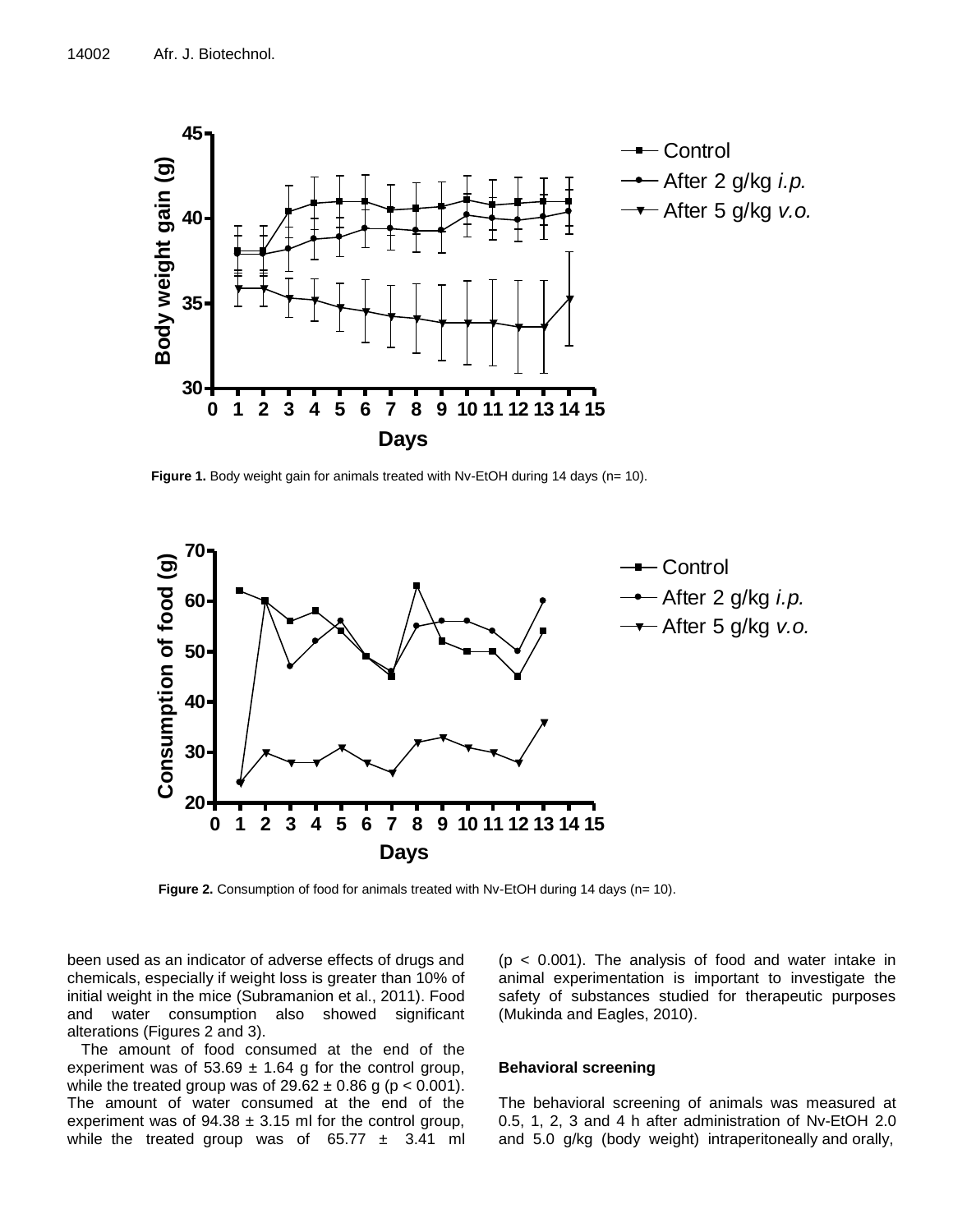Figure 1. Body weight gain for animals treated with Nv-EtOH during 14 days (n= 10).

Figure 2. Consumption of food for animals treated with Nv-EtOH during 14 days (n= 10).

been used as an indicator of adverse effects of drugs and chemicals, especially if weight loss is greater than 10% of initial weight in the mice (Subramanion et al., 2011). Food and water consumption also showed significant alterations (Figures 2 and 3).

The amount of food consumed at the end of the experiment was of 53.69 ± 1.64 g for the control group, while the treated group was of 29.62 ± 0.86 g ($p < 0.001$). The amount of water consumed at the end of the experiment was of 94.38 ± 3.15 ml for the control group, while the treated group was of 65.77 ± 3.41 ml ($p < 0.001$). The analysis of food and water intake in animal experimentation is important to investigate the safety of substances studied for therapeutic purposes (Mukinda and Eagles, 2010).

**Behavioral screening**

The behavioral screening of animals was measured at 0.5, 1, 2, 3 and 4 h after administration of Nv-EtOH 2.0 and 5.0 g/kg (body weight) intraperitoneally and orally,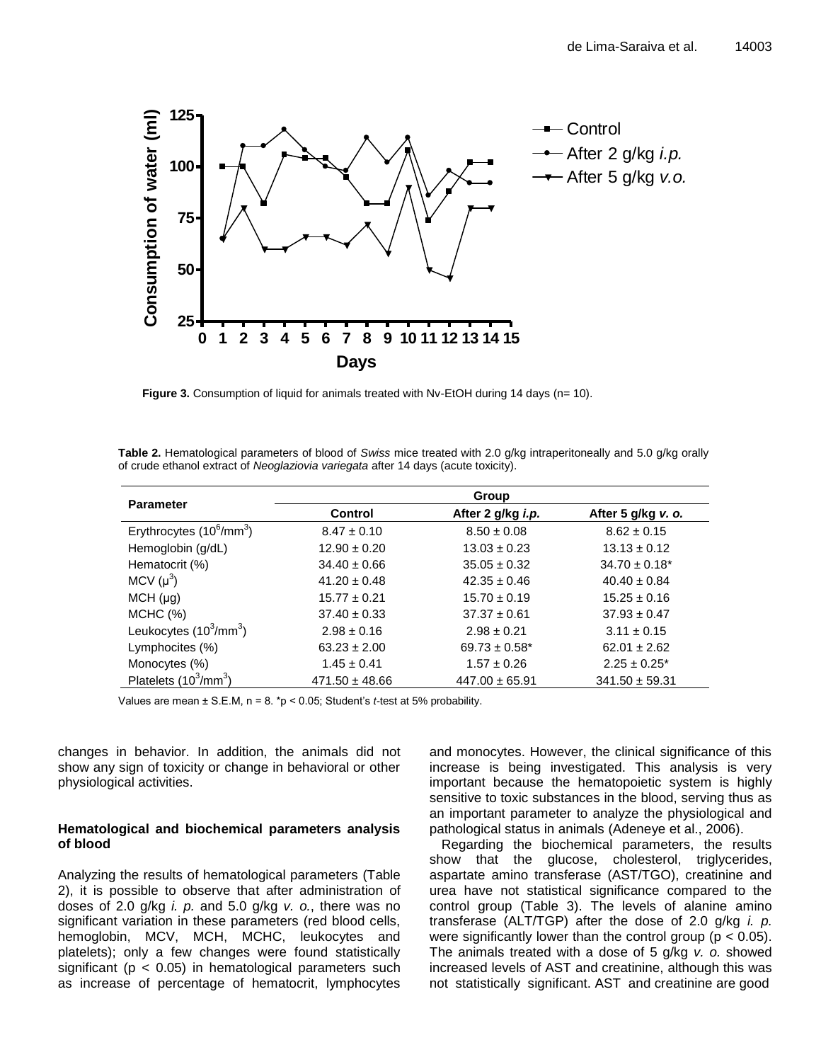Figure 3. Consumption of liquid for animals treated with Nv-EtOH during 14 days (n= 10).

**Table 2.** Hematological parameters of blood of *Swiss* mice treated with 2.0 g/kg intraperitoneally and 5.0 g/kg orally of crude ethanol extract of *Neoglaziovia variegata* after 14 days (acute toxicity).

| Parameter | Group | | |
|---|---|---|---|
| | Control | After 2 g/kg *i.p.* | After 5 g/kg *v. o.* |
| Erythrocytes ($10^6$/mm$^3$) | 8.47 ± 0.10 | 8.50 ± 0.08 | 8.62 ± 0.15 |
| Hemoglobin (g/dL) | 12.90 ± 0.20 | 13.03 ± 0.23 | 13.13 ± 0.12 |
| Hematocrit (%) | 34.40 ± 0.66 | 35.05 ± 0.32 | 34.70 ± 0.18* |
| MCV ($\mu^3$) | 41.20 ± 0.48 | 42.35 ± 0.46 | 40.40 ± 0.84 |
| MCH (µg) | 15.77 ± 0.21 | 15.70 ± 0.19 | 15.25 ± 0.16 |
| MCHC (%) | 37.40 ± 0.33 | 37.37 ± 0.61 | 37.93 ± 0.47 |
| Leukocytes ($10^3$/mm$^3$) | 2.98 ± 0.16 | 2.98 ± 0.21 | 3.11 ± 0.15 |
| Lymphocites (%) | 63.23 ± 2.00 | 69.73 ± 0.58* | 62.01 ± 2.62 |
| Monocytes (%) | 1.45 ± 0.41 | 1.57 ± 0.26 | 2.25 ± 0.25* |
| Platelets ($10^3$/mm$^3$) | 471.50 ± 48.66 | 447.00 ± 65.91 | 341.50 ± 59.31 |

Values are mean ± S.E.M, n = 8. *p < 0.05; Student's *t*-test at 5% probability.

changes in behavior. In addition, the animals did not show any sign of toxicity or change in behavioral or other physiological activities.

### Hematological and biochemical parameters analysis of blood

Analyzing the results of hematological parameters (Table 2), it is possible to observe that after administration of doses of 2.0 g/kg *i. p.* and 5.0 g/kg *v. o.*, there was no significant variation in these parameters (red blood cells, hemoglobin, MCV, MCH, MCHC, leukocytes and platelets); only a few changes were found statistically significant ($p < 0.05$) in hematological parameters such as increase of percentage of hematocrit, lymphocytes and monocytes. However, the clinical significance of this increase is being investigated. This analysis is very important because the hematopoietic system is highly sensitive to toxic substances in the blood, serving thus as an important parameter to analyze the physiological and pathological status in animals (Adeneye et al., 2006).

Regarding the biochemical parameters, the results show that the glucose, cholesterol, triglycerides, aspartate amino transferase (AST/TGO), creatinine and urea have not statistical significance compared to the control group (Table 3). The levels of alanine amino transferase (ALT/TGP) after the dose of 2.0 g/kg *i. p.* were significantly lower than the control group ($p < 0.05$). The animals treated with a dose of 5 g/kg *v. o.* showed increased levels of AST and creatinine, although this was not statistically significant. AST and creatinine are good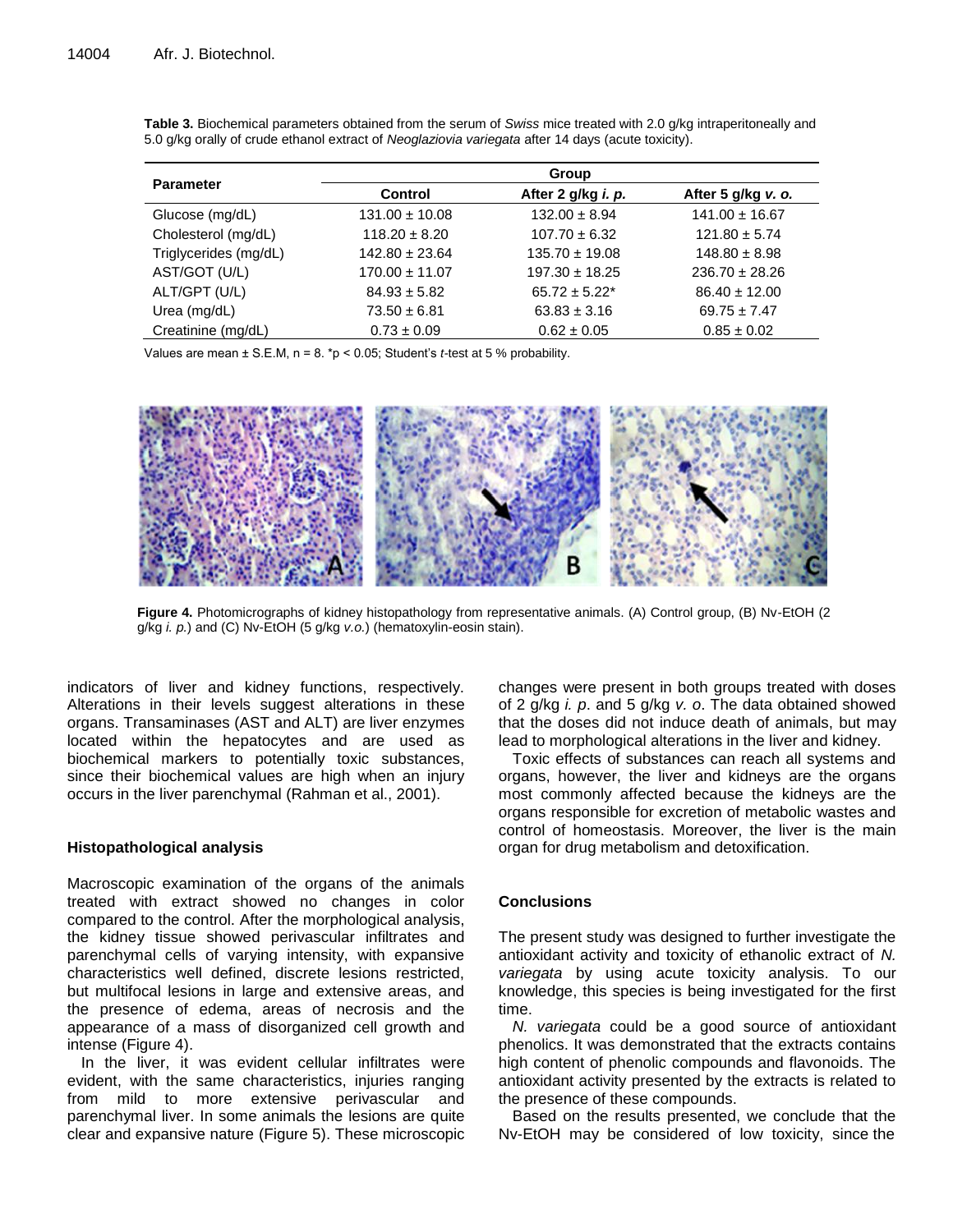**Table 3.** Biochemical parameters obtained from the serum of *Swiss* mice treated with 2.0 g/kg intraperitoneally and 5.0 g/kg orally of crude ethanol extract of *Neoglaziovia variegata* after 14 days (acute toxicity).

| Parameter | Group | | |
|---|---|---|---|
| | Control | After 2 g/kg *i. p.* | After 5 g/kg *v. o.* |
| Glucose (mg/dL) | 131.00 ± 10.08 | 132.00 ± 8.94 | 141.00 ± 16.67 |
| Cholesterol (mg/dL) | 118.20 ± 8.20 | 107.70 ± 6.32 | 121.80 ± 5.74 |
| Triglycerides (mg/dL) | 142.80 ± 23.64 | 135.70 ± 19.08 | 148.80 ± 8.98 |
| AST/GOT (U/L) | 170.00 ± 11.07 | 197.30 ± 18.25 | 236.70 ± 28.26 |
| ALT/GPT (U/L) | 84.93 ± 5.82 | 65.72 ± 5.22* | 86.40 ± 12.00 |
| Urea (mg/dL) | 73.50 ± 6.81 | 63.83 ± 3.16 | 69.75 ± 7.47 |
| Creatinine (mg/dL) | 0.73 ± 0.09 | 0.62 ± 0.05 | 0.85 ± 0.02 |

Values are mean ± S.E.M, n = 8. *p < 0.05; Student's *t*-test at 5 % probability.

**Figure 4.** Photomicrographs of kidney histopathology from representative animals. (A) Control group, (B) Nv-EtOH (2 g/kg *i. p.*) and (C) Nv-EtOH (5 g/kg *v.o.*) (hematoxylin-eosin stain).

indicators of liver and kidney functions, respectively. Alterations in their levels suggest alterations in these organs. Transaminases (AST and ALT) are liver enzymes located within the hepatocytes and are used as biochemical markers to potentially toxic substances, since their biochemical values are high when an injury occurs in the liver parenchymal (Rahman et al., 2001).

### Histopathological analysis

Macroscopic examination of the organs of the animals treated with extract showed no changes in color compared to the control. After the morphological analysis, the kidney tissue showed perivascular infiltrates and parenchymal cells of varying intensity, with expansive characteristics well defined, discrete lesions restricted, but multifocal lesions in large and extensive areas, and the presence of edema, areas of necrosis and the appearance of a mass of disorganized cell growth and intense (Figure 4).

In the liver, it was evident cellular infiltrates were evident, with the same characteristics, injuries ranging from mild to more extensive perivascular and parenchymal liver. In some animals the lesions are quite clear and expansive nature (Figure 5). These microscopic changes were present in both groups treated with doses of 2 g/kg *i. p*. and 5 g/kg *v. o*. The data obtained showed that the doses did not induce death of animals, but may lead to morphological alterations in the liver and kidney.

Toxic effects of substances can reach all systems and organs, however, the liver and kidneys are the organs most commonly affected because the kidneys are the organs responsible for excretion of metabolic wastes and control of homeostasis. Moreover, the liver is the main organ for drug metabolism and detoxification.

## Conclusions

The present study was designed to further investigate the antioxidant activity and toxicity of ethanolic extract of *N. variegata* by using acute toxicity analysis. To our knowledge, this species is being investigated for the first time.

*N. variegata* could be a good source of antioxidant phenolics. It was demonstrated that the extracts contains high content of phenolic compounds and flavonoids. The antioxidant activity presented by the extracts is related to the presence of these compounds.

Based on the results presented, we conclude that the Nv-EtOH may be considered of low toxicity, since the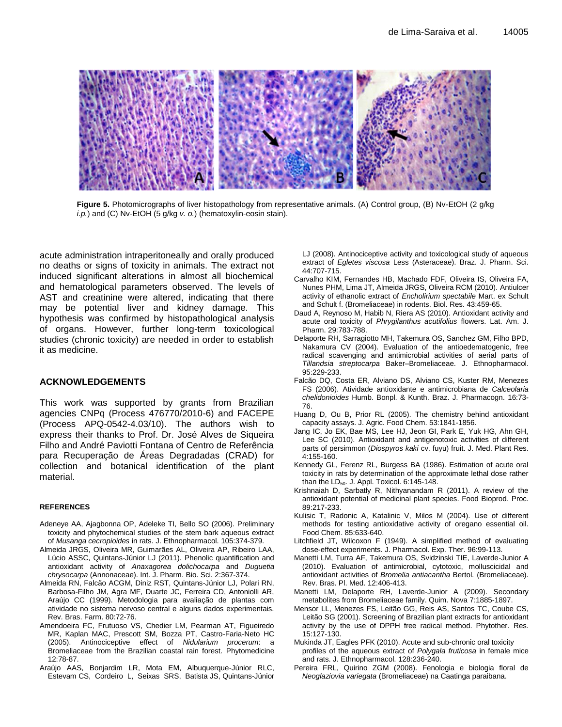**Figure 5.** Photomicrographs of liver histopathology from representative animals. (A) Control group, (B) Nv-EtOH (2 g/kg *i.p.*) and (C) Nv-EtOH (5 g/kg *v. o.*) (hematoxylin-eosin stain).

acute administration intraperitoneally and orally produced no deaths or signs of toxicity in animals. The extract not induced significant alterations in almost all biochemical and hematological parameters observed. The levels of AST and creatinine were altered, indicating that there may be potential liver and kidney damage. This hypothesis was confirmed by histopathological analysis of organs. However, further long-term toxicological studies (chronic toxicity) are needed in order to establish it as medicine.

## ACKNOWLEDGEMENTS

This work was supported by grants from Brazilian agencies CNPq (Process 476770/2010-6) and FACEPE (Process APQ-0542-4.03/10). The authors wish to express their thanks to Prof. Dr. José Alves de Siqueira Filho and André Paviotti Fontana of Centro de Referência para Recuperação de Áreas Degradadas (CRAD) for collection and botanical identification of the plant material.

## REFERENCES

Adeneye AA, Ajagbonna OP, Adeleke TI, Bello SO (2006). Preliminary toxicity and phytochemical studies of the stem bark aqueous extract of *Musanga cecropioides* in rats. J. Ethnopharmacol. 105:374-379.

Almeida JRGS, Oliveira MR, Guimarães AL, Oliveira AP, Ribeiro LAA, Lúcio ASSC, Quintans-Júnior LJ (2011). Phenolic quantification and antioxidant activity of *Anaxagorea dolichocarpa* and *Duguetia chrysocarpa* (Annonaceae). Int. J. Pharm. Bio. Sci. 2:367-374.

Almeida RN, Falcão ACGM, Diniz RST, Quintans-Júnior LJ, Polari RN, Barbosa-Filho JM, Agra MF, Duarte JC, Ferreira CD, Antoniolli AR, Araújo CC (1999). Metodologia para avaliação de plantas com atividade no sistema nervoso central e alguns dados experimentais. Rev. Bras. Farm. 80:72-76.

Amendoeira FC, Frutuoso VS, Chedier LM, Pearman AT, Figueiredo MR, Kaplan MAC, Prescott SM, Bozza PT, Castro-Faria-Neto HC (2005). Antinociceptive effect of *Nidularium procerum*: a Bromeliaceae from the Brazilian coastal rain forest. Phytomedicine 12:78-87.

Araújo AAS, Bonjardim LR, Mota EM, Albuquerque-Júnior RLC, Estevam CS, Cordeiro L, Seixas SRS, Batista JS, Quintans-Júnior LJ (2008). Antinociceptive activity and toxicological study of aqueous extract of *Egletes viscosa* Less (Asteraceae). Braz. J. Pharm. Sci. 44:707-715.

Carvalho KIM, Fernandes HB, Machado FDF, Oliveira IS, Oliveira FA, Nunes PHM, Lima JT, Almeida JRGS, Oliveira RCM (2010). Antiulcer activity of ethanolic extract of *Encholirium spectabile* Mart. ex Schult and Schult f. (Bromeliaceae) in rodents. Biol. Res. 43:459-65.

Daud A, Reynoso M, Habib N, Riera AS (2010). Antioxidant activity and acute oral toxicity of *Phrygilanthus acutifolius* flowers. Lat. Am. J. Pharm. 29:783-788.

Delaporte RH, Sarragiotto MH, Takemura OS, Sanchez GM, Filho BPD, Nakamura CV (2004). Evaluation of the antioedematogenic, free radical scavenging and antimicrobial activities of aerial parts of *Tillandsia streptocarpa* Baker–Bromeliaceae. J. Ethnopharmacol. 95:229-233.

Falcão DQ, Costa ER, Alviano DS, Alviano CS, Kuster RM, Menezes FS (2006). Atividade antioxidante e antimicrobiana de *Calceolaria chelidonioides* Humb. Bonpl. & Kunth. Braz. J. Pharmacogn. 16:73-76.

Huang D, Ou B, Prior RL (2005). The chemistry behind antioxidant capacity assays. J. Agric. Food Chem. 53:1841-1856.

Jang IC, Jo EK, Bae MS, Lee HJ, Jeon GI, Park E, Yuk HG, Ahn GH, Lee SC (2010). Antioxidant and antigenotoxic activities of different parts of persimmon (*Diospyros kaki* cv. fuyu) fruit. J. Med. Plant Res. 4:155-160.

Kennedy GL, Ferenz RL, Burgess BA (1986). Estimation of acute oral toxicity in rats by determination of the approximate lethal dose rather than the $LD_{50}$. J. Appl. Toxicol. 6:145-148.

Krishnaiah D, Sarbatly R, Nithyanandam R (2011). A review of the antioxidant potential of medicinal plant species. Food Bioprod. Proc. 89:217-233.

Kulisic T, Radonic A, Katalinic V, Milos M (2004). Use of different methods for testing antioxidative activity of oregano essential oil. Food Chem. 85:633-640.

Litchfield JT, Wilcoxon F (1949). A simplified method of evaluating dose-effect experiments. J. Pharmacol. Exp. Ther. 96:99-113.

Manetti LM, Turra AF, Takemura OS, Svidzinski TIE, Laverde-Junior A (2010). Evaluation of antimicrobial, cytotoxic, molluscicidal and antioxidant activities of *Bromelia antiacantha* Bertol. (Bromeliaceae). Rev. Bras. Pl. Med. 12:406-413.

Manetti LM, Delaporte RH, Laverde-Junior A (2009). Secondary metabolites from Bromeliaceae family. Quim. Nova 7:1885-1897.

Mensor LL, Menezes FS, Leitão GG, Reis AS, Santos TC, Coube CS, Leitão SG (2001). Screening of Brazilian plant extracts for antioxidant activity by the use of DPPH free radical method. Phytother. Res. 15:127-130.

Mukinda JT, Eagles PFK (2010). Acute and sub-chronic oral toxicity profiles of the aqueous extract of *Polygala fruticosa* in female mice and rats. J. Ethnopharmacol. 128:236-240.

Pereira FRL, Quirino ZGM (2008). Fenologia e biologia floral de *Neoglaziovia variegata* (Bromeliaceae) na Caatinga paraibana.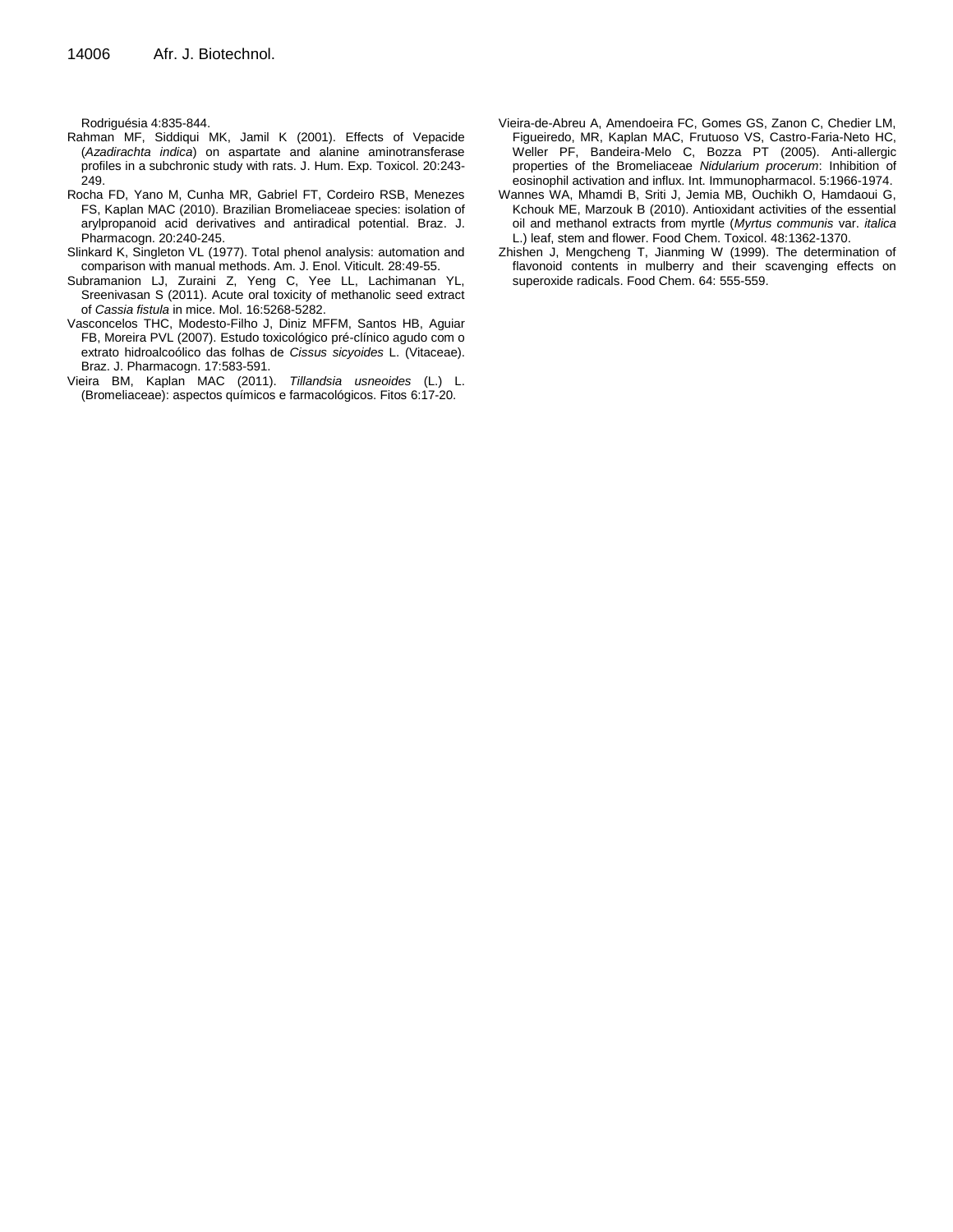Rodriguésia 4:835-844.

Rahman MF, Siddiqui MK, Jamil K (2001). Effects of Vepacide (*Azadirachta indica*) on aspartate and alanine aminotransferase profiles in a subchronic study with rats. J. Hum. Exp. Toxicol. 20:243-249.

Rocha FD, Yano M, Cunha MR, Gabriel FT, Cordeiro RSB, Menezes FS, Kaplan MAC (2010). Brazilian Bromeliaceae species: isolation of arylpropanoid acid derivatives and antiradical potential. Braz. J. Pharmacogn. 20:240-245.

Slinkard K, Singleton VL (1977). Total phenol analysis: automation and comparison with manual methods. Am. J. Enol. Viticult. 28:49-55.

Subramanion LJ, Zuraini Z, Yeng C, Yee LL, Lachimanan YL, Sreenivasan S (2011). Acute oral toxicity of methanolic seed extract of *Cassia fistula* in mice. Mol. 16:5268-5282.

Vasconcelos THC, Modesto-Filho J, Diniz MFFM, Santos HB, Aguiar FB, Moreira PVL (2007). Estudo toxicológico pré-clínico agudo com o extrato hidroalcoólico das folhas de *Cissus sicyoides* L. (Vitaceae). Braz. J. Pharmacogn. 17:583-591.

Vieira BM, Kaplan MAC (2011). *Tillandsia usneoides* (L.) L. (Bromeliaceae): aspectos químicos e farmacológicos. Fitos 6:17-20.

Vieira-de-Abreu A, Amendoeira FC, Gomes GS, Zanon C, Chedier LM, Figueiredo, MR, Kaplan MAC, Frutuoso VS, Castro-Faria-Neto HC, Weller PF, Bandeira-Melo C, Bozza PT (2005). Anti-allergic properties of the Bromeliaceae *Nidularium procerum*: Inhibition of eosinophil activation and influx. Int. Immunopharmacol. 5:1966-1974.

Wannes WA, Mhamdi B, Sriti J, Jemia MB, Ouchikh O, Hamdaoui G, Kchouk ME, Marzouk B (2010). Antioxidant activities of the essential oil and methanol extracts from myrtle (*Myrtus communis* var. *italica* L.) leaf, stem and flower. Food Chem. Toxicol. 48:1362-1370.

Zhishen J, Mengcheng T, Jianming W (1999). The determination of flavonoid contents in mulberry and their scavenging effects on superoxide radicals. Food Chem. 64: 555-559.